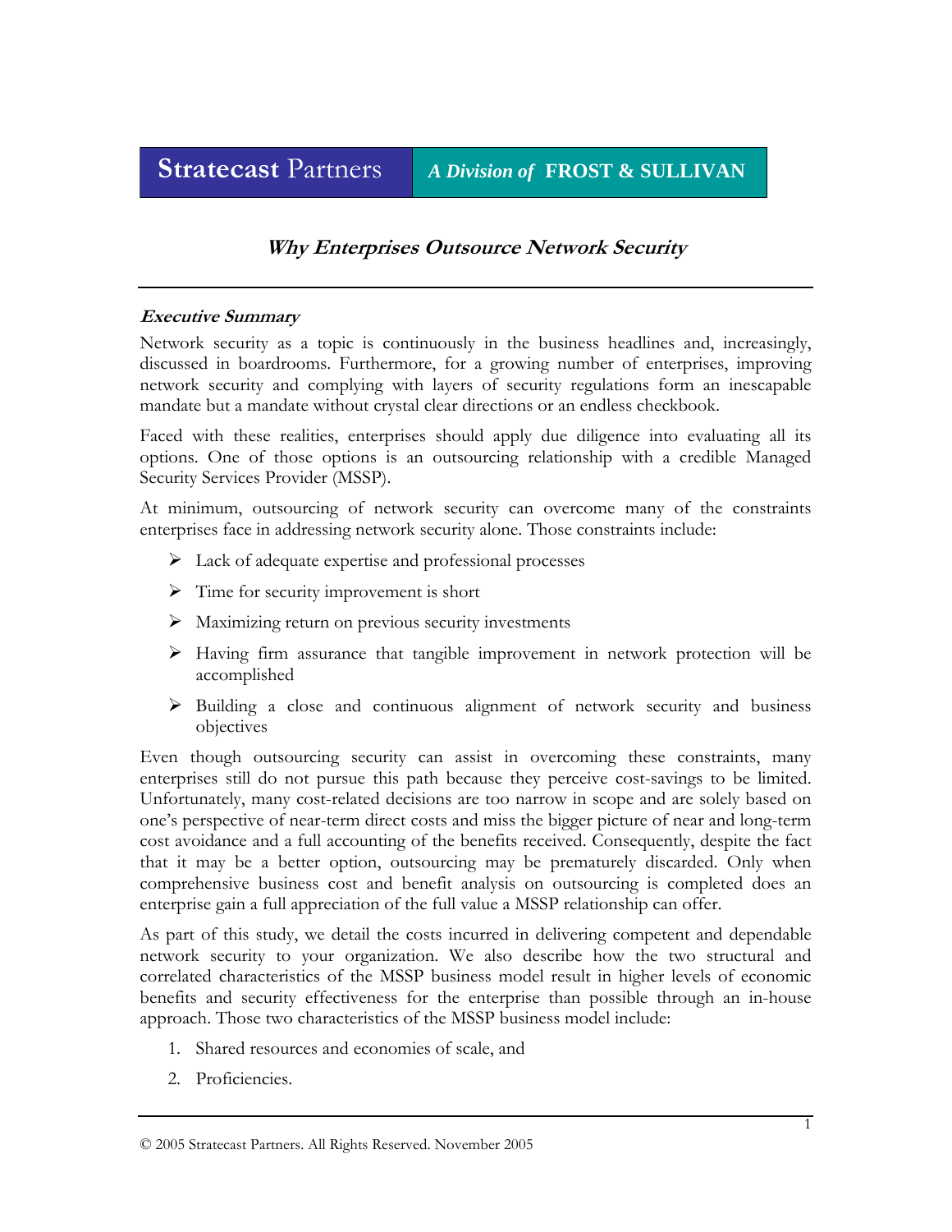**Stratecast Partners** | *A Division of* **FROST & SULLIVAN**

# *Why Enterprises Outsource Network Security*

### *Executive Summary*

Network security as a topic is continuously in the business headlines and, increasingly, discussed in boardrooms. Furthermore, for a growing number of enterprises, improving network security and complying with layers of security regulations form an inescapable mandate but a mandate without crystal clear directions or an endless checkbook.

Faced with these realities, enterprises should apply due diligence into evaluating all its options. One of those options is an outsourcing relationship with a credible Managed Security Services Provider (MSSP).

At minimum, outsourcing of network security can overcome many of the constraints enterprises face in addressing network security alone. Those constraints include:

- Lack of adequate expertise and professional processes
- Time for security improvement is short
- Maximizing return on previous security investments
- Having firm assurance that tangible improvement in network protection will be accomplished
- Building a close and continuous alignment of network security and business objectives

Even though outsourcing security can assist in overcoming these constraints, many enterprises still do not pursue this path because they perceive cost-savings to be limited. Unfortunately, many cost-related decisions are too narrow in scope and are solely based on one's perspective of near-term direct costs and miss the bigger picture of near and long-term cost avoidance and a full accounting of the benefits received. Consequently, despite the fact that it may be a better option, outsourcing may be prematurely discarded. Only when comprehensive business cost and benefit analysis on outsourcing is completed does an enterprise gain a full appreciation of the full value a MSSP relationship can offer.

As part of this study, we detail the costs incurred in delivering competent and dependable network security to your organization. We also describe how the two structural and correlated characteristics of the MSSP business model result in higher levels of economic benefits and security effectiveness for the enterprise than possible through an in-house approach. Those two characteristics of the MSSP business model include:

1. Shared resources and economies of scale, and
2. Proficiencies.

© 2005 Stratecast Partners. All Rights Reserved. November 2005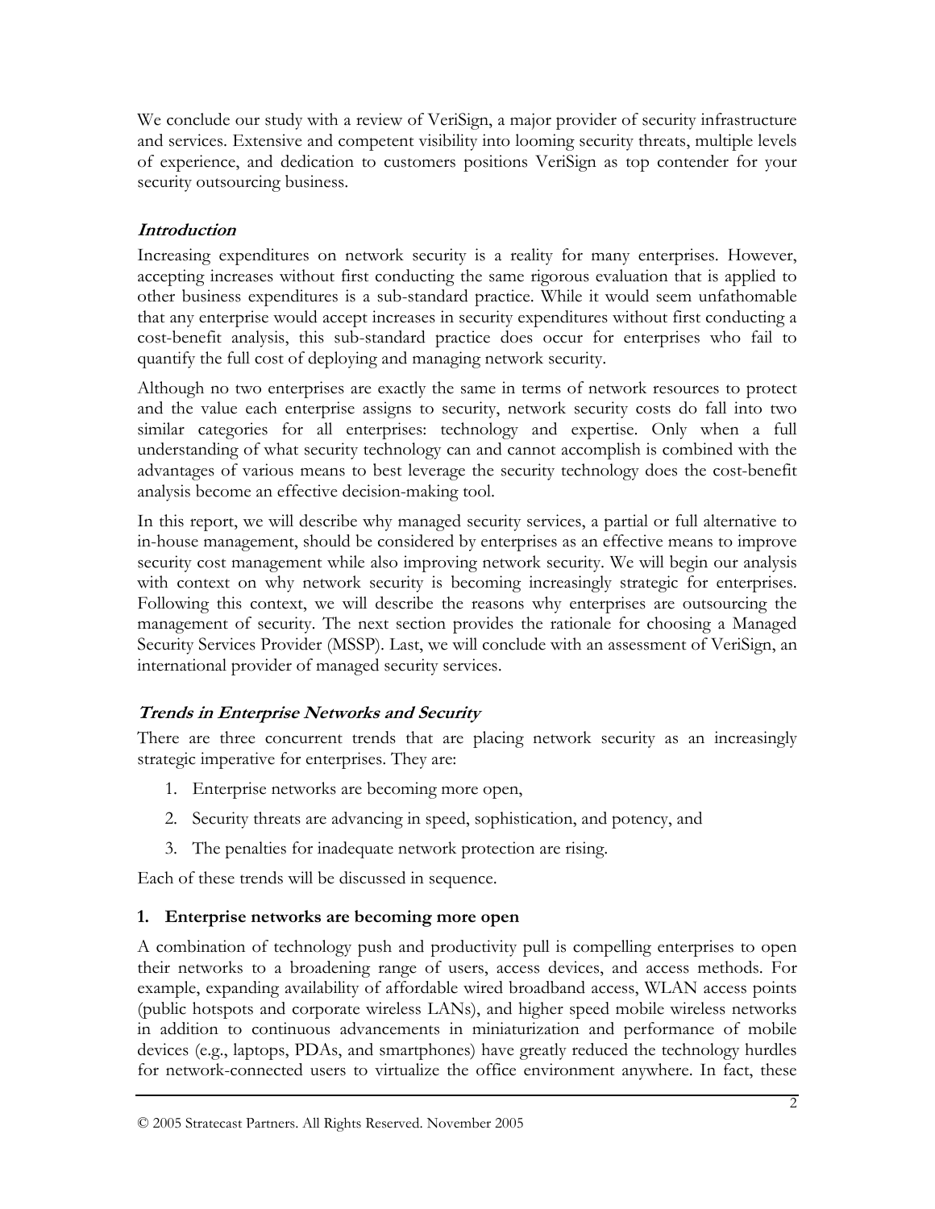We conclude our study with a review of VeriSign, a major provider of security infrastructure and services. Extensive and competent visibility into looming security threats, multiple levels of experience, and dedication to customers positions VeriSign as top contender for your security outsourcing business.

## *Introduction*

Increasing expenditures on network security is a reality for many enterprises. However, accepting increases without first conducting the same rigorous evaluation that is applied to other business expenditures is a sub-standard practice. While it would seem unfathomable that any enterprise would accept increases in security expenditures without first conducting a cost-benefit analysis, this sub-standard practice does occur for enterprises who fail to quantify the full cost of deploying and managing network security.

Although no two enterprises are exactly the same in terms of network resources to protect and the value each enterprise assigns to security, network security costs do fall into two similar categories for all enterprises: technology and expertise. Only when a full understanding of what security technology can and cannot accomplish is combined with the advantages of various means to best leverage the security technology does the cost-benefit analysis become an effective decision-making tool.

In this report, we will describe why managed security services, a partial or full alternative to in-house management, should be considered by enterprises as an effective means to improve security cost management while also improving network security. We will begin our analysis with context on why network security is becoming increasingly strategic for enterprises. Following this context, we will describe the reasons why enterprises are outsourcing the management of security. The next section provides the rationale for choosing a Managed Security Services Provider (MSSP). Last, we will conclude with an assessment of VeriSign, an international provider of managed security services.

## *Trends in Enterprise Networks and Security*

There are three concurrent trends that are placing network security as an increasingly strategic imperative for enterprises. They are:

1. Enterprise networks are becoming more open,
2. Security threats are advancing in speed, sophistication, and potency, and
3. The penalties for inadequate network protection are rising.

Each of these trends will be discussed in sequence.

### 1. Enterprise networks are becoming more open

A combination of technology push and productivity pull is compelling enterprises to open their networks to a broadening range of users, access devices, and access methods. For example, expanding availability of affordable wired broadband access, WLAN access points (public hotspots and corporate wireless LANs), and higher speed mobile wireless networks in addition to continuous advancements in miniaturization and performance of mobile devices (e.g., laptops, PDAs, and smartphones) have greatly reduced the technology hurdles for network-connected users to virtualize the office environment anywhere. In fact, these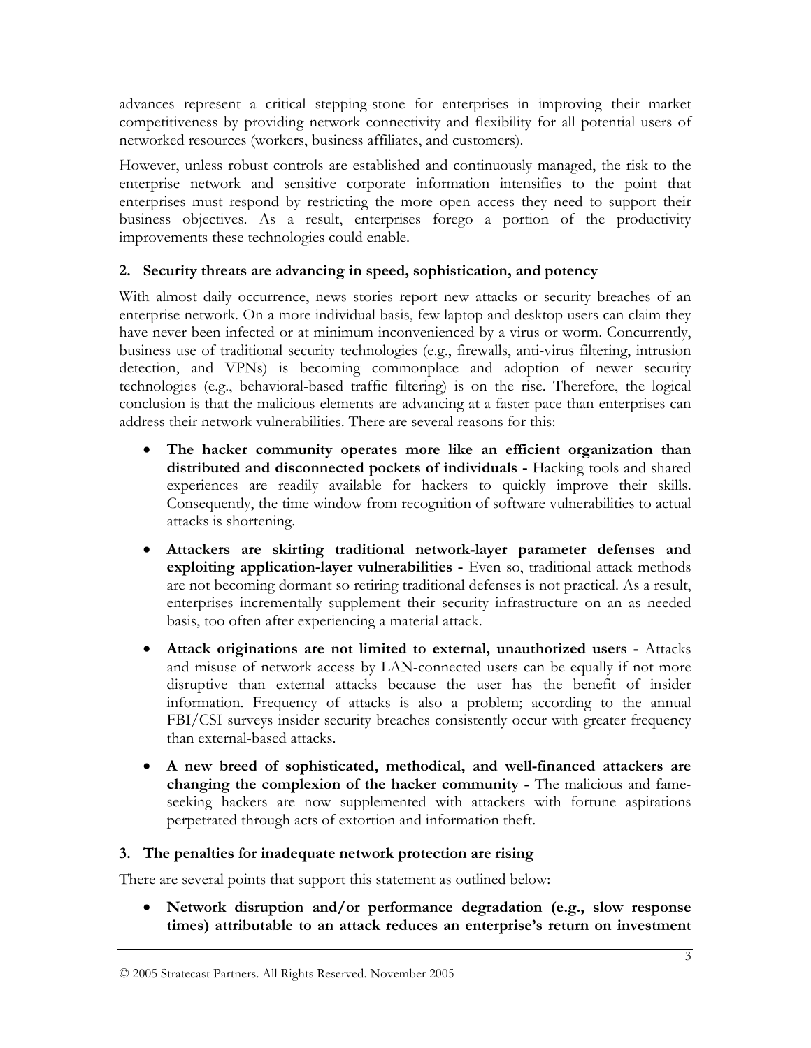advances represent a critical stepping-stone for enterprises in improving their market competitiveness by providing network connectivity and flexibility for all potential users of networked resources (workers, business affiliates, and customers).

However, unless robust controls are established and continuously managed, the risk to the enterprise network and sensitive corporate information intensifies to the point that enterprises must respond by restricting the more open access they need to support their business objectives. As a result, enterprises forego a portion of the productivity improvements these technologies could enable.

### 2. Security threats are advancing in speed, sophistication, and potency

With almost daily occurrence, news stories report new attacks or security breaches of an enterprise network. On a more individual basis, few laptop and desktop users can claim they have never been infected or at minimum inconvenienced by a virus or worm. Concurrently, business use of traditional security technologies (e.g., firewalls, anti-virus filtering, intrusion detection, and VPNs) is becoming commonplace and adoption of newer security technologies (e.g., behavioral-based traffic filtering) is on the rise. Therefore, the logical conclusion is that the malicious elements are advancing at a faster pace than enterprises can address their network vulnerabilities. There are several reasons for this:

- **The hacker community operates more like an efficient organization than distributed and disconnected pockets of individuals -** Hacking tools and shared experiences are readily available for hackers to quickly improve their skills. Consequently, the time window from recognition of software vulnerabilities to actual attacks is shortening.
- **Attackers are skirting traditional network-layer parameter defenses and exploiting application-layer vulnerabilities -** Even so, traditional attack methods are not becoming dormant so retiring traditional defenses is not practical. As a result, enterprises incrementally supplement their security infrastructure on an as needed basis, too often after experiencing a material attack.
- **Attack originations are not limited to external, unauthorized users -** Attacks and misuse of network access by LAN-connected users can be equally if not more disruptive than external attacks because the user has the benefit of insider information. Frequency of attacks is also a problem; according to the annual FBI/CSI surveys insider security breaches consistently occur with greater frequency than external-based attacks.
- **A new breed of sophisticated, methodical, and well-financed attackers are changing the complexion of the hacker community -** The malicious and fame-seeking hackers are now supplemented with attackers with fortune aspirations perpetrated through acts of extortion and information theft.

### 3. The penalties for inadequate network protection are rising

There are several points that support this statement as outlined below:

- **Network disruption and/or performance degradation (e.g., slow response times) attributable to an attack reduces an enterprise's return on investment**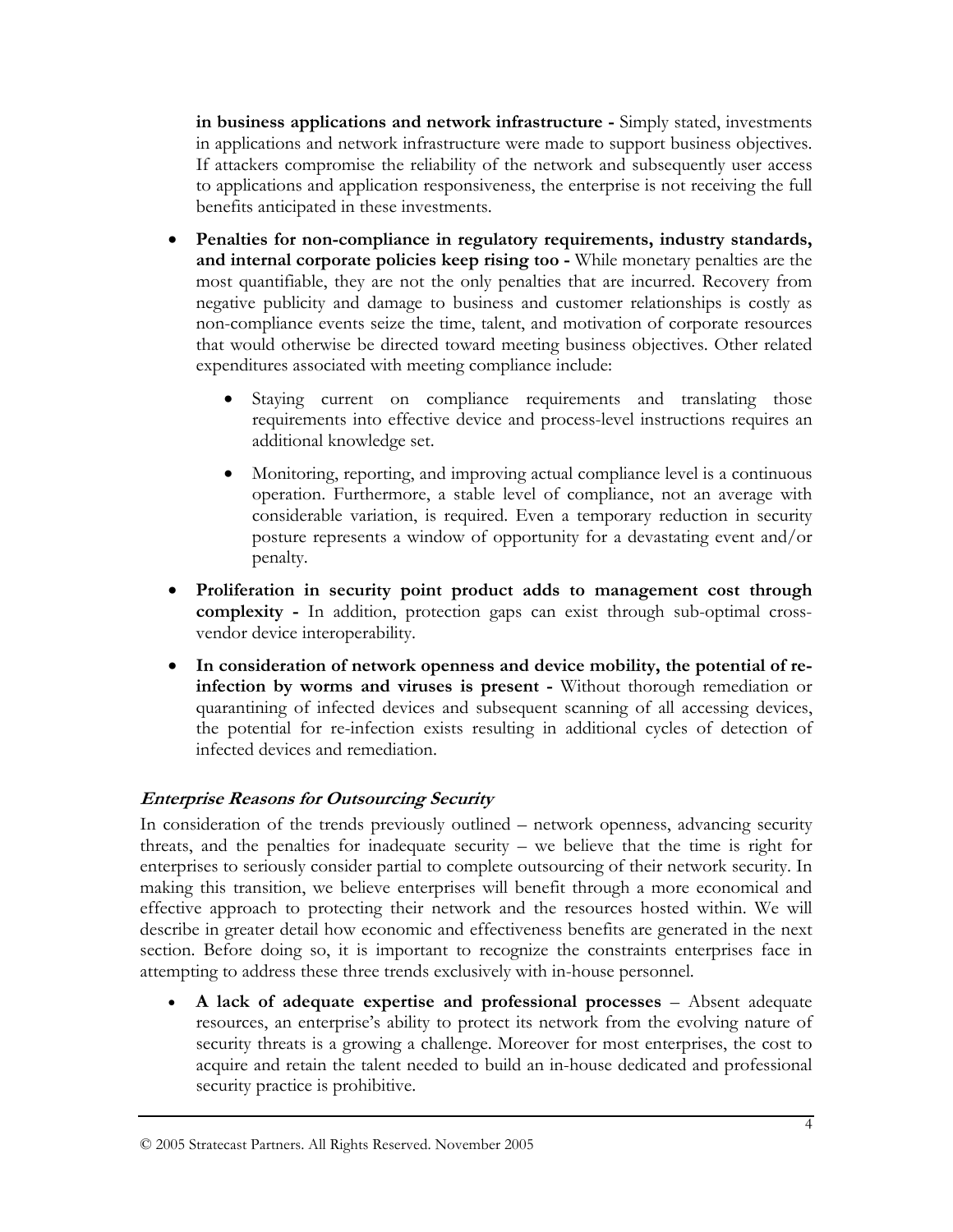**in business applications and network infrastructure -** Simply stated, investments in applications and network infrastructure were made to support business objectives. If attackers compromise the reliability of the network and subsequently user access to applications and application responsiveness, the enterprise is not receiving the full benefits anticipated in these investments.

- **Penalties for non-compliance in regulatory requirements, industry standards, and internal corporate policies keep rising too -** While monetary penalties are the most quantifiable, they are not the only penalties that are incurred. Recovery from negative publicity and damage to business and customer relationships is costly as non-compliance events seize the time, talent, and motivation of corporate resources that would otherwise be directed toward meeting business objectives. Other related expenditures associated with meeting compliance include:
    - Staying current on compliance requirements and translating those requirements into effective device and process-level instructions requires an additional knowledge set.
    - Monitoring, reporting, and improving actual compliance level is a continuous operation. Furthermore, a stable level of compliance, not an average with considerable variation, is required. Even a temporary reduction in security posture represents a window of opportunity for a devastating event and/or penalty.
- **Proliferation in security point product adds to management cost through complexity -** In addition, protection gaps can exist through sub-optimal cross-vendor device interoperability.
- **In consideration of network openness and device mobility, the potential of re-infection by worms and viruses is present -** Without thorough remediation or quarantining of infected devices and subsequent scanning of all accessing devices, the potential for re-infection exists resulting in additional cycles of detection of infected devices and remediation.

### *Enterprise Reasons for Outsourcing Security*

In consideration of the trends previously outlined – network openness, advancing security threats, and the penalties for inadequate security – we believe that the time is right for enterprises to seriously consider partial to complete outsourcing of their network security. In making this transition, we believe enterprises will benefit through a more economical and effective approach to protecting their network and the resources hosted within. We will describe in greater detail how economic and effectiveness benefits are generated in the next section. Before doing so, it is important to recognize the constraints enterprises face in attempting to address these three trends exclusively with in-house personnel.

- **A lack of adequate expertise and professional processes** – Absent adequate resources, an enterprise's ability to protect its network from the evolving nature of security threats is a growing a challenge. Moreover for most enterprises, the cost to acquire and retain the talent needed to build an in-house dedicated and professional security practice is prohibitive.

© 2005 Stratecast Partners. All Rights Reserved. November 2005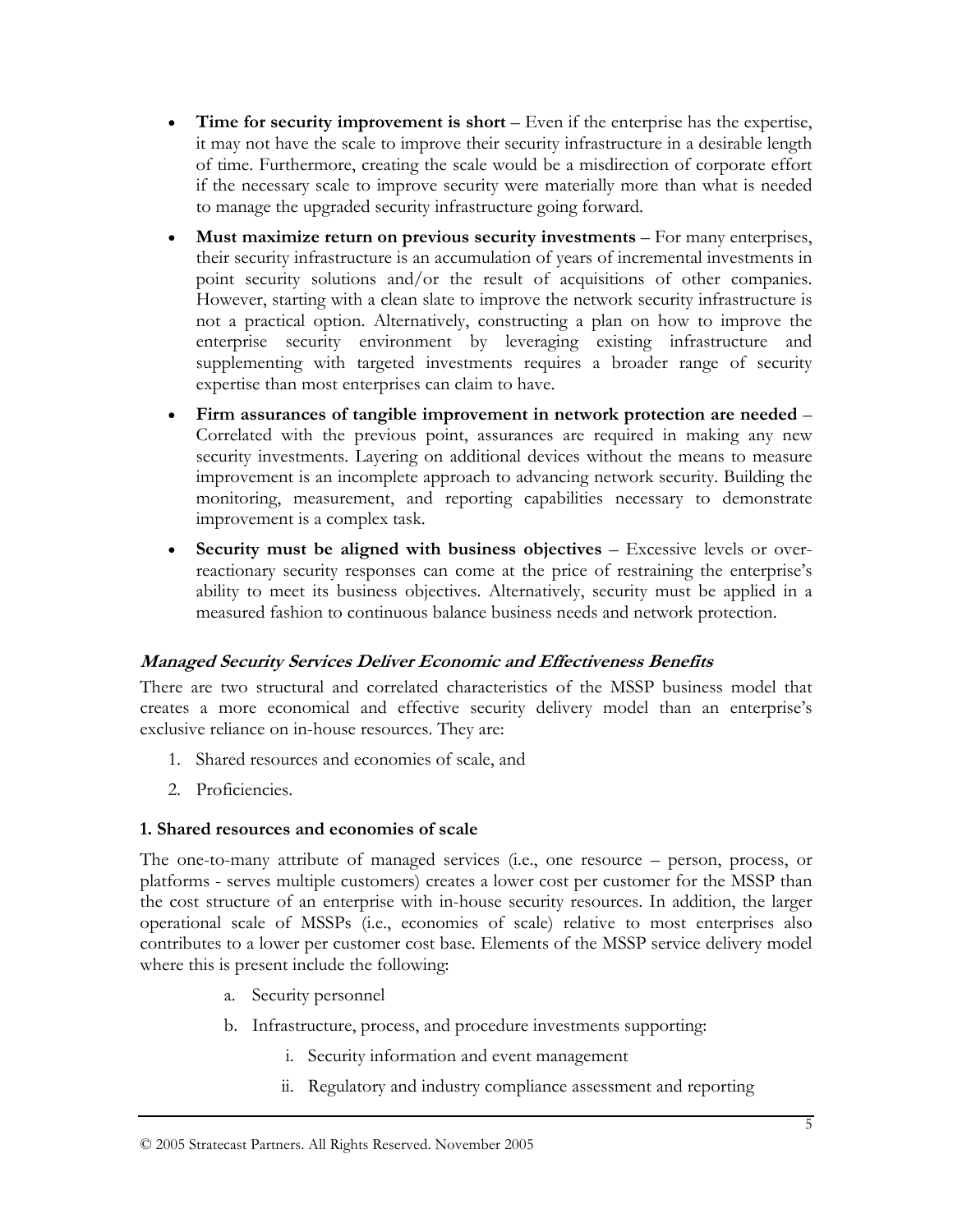- **Time for security improvement is short** – Even if the enterprise has the expertise, it may not have the scale to improve their security infrastructure in a desirable length of time. Furthermore, creating the scale would be a misdirection of corporate effort if the necessary scale to improve security were materially more than what is needed to manage the upgraded security infrastructure going forward.
- **Must maximize return on previous security investments** – For many enterprises, their security infrastructure is an accumulation of years of incremental investments in point security solutions and/or the result of acquisitions of other companies. However, starting with a clean slate to improve the network security infrastructure is not a practical option. Alternatively, constructing a plan on how to improve the enterprise security environment by leveraging existing infrastructure and supplementing with targeted investments requires a broader range of security expertise than most enterprises can claim to have.
- **Firm assurances of tangible improvement in network protection are needed** – Correlated with the previous point, assurances are required in making any new security investments. Layering on additional devices without the means to measure improvement is an incomplete approach to advancing network security. Building the monitoring, measurement, and reporting capabilities necessary to demonstrate improvement is a complex task.
- **Security must be aligned with business objectives** – Excessive levels or over-reactionary security responses can come at the price of restraining the enterprise's ability to meet its business objectives. Alternatively, security must be applied in a measured fashion to continuous balance business needs and network protection.

### *Managed Security Services Deliver Economic and Effectiveness Benefits*

There are two structural and correlated characteristics of the MSSP business model that creates a more economical and effective security delivery model than an enterprise's exclusive reliance on in-house resources. They are:

1. Shared resources and economies of scale, and
2. Proficiencies.

#### 1. Shared resources and economies of scale

The one-to-many attribute of managed services (i.e., one resource – person, process, or platforms - serves multiple customers) creates a lower cost per customer for the MSSP than the cost structure of an enterprise with in-house security resources. In addition, the larger operational scale of MSSPs (i.e., economies of scale) relative to most enterprises also contributes to a lower per customer cost base. Elements of the MSSP service delivery model where this is present include the following:

a. Security personnel

b. Infrastructure, process, and procedure investments supporting:

   i. Security information and event management

   ii. Regulatory and industry compliance assessment and reporting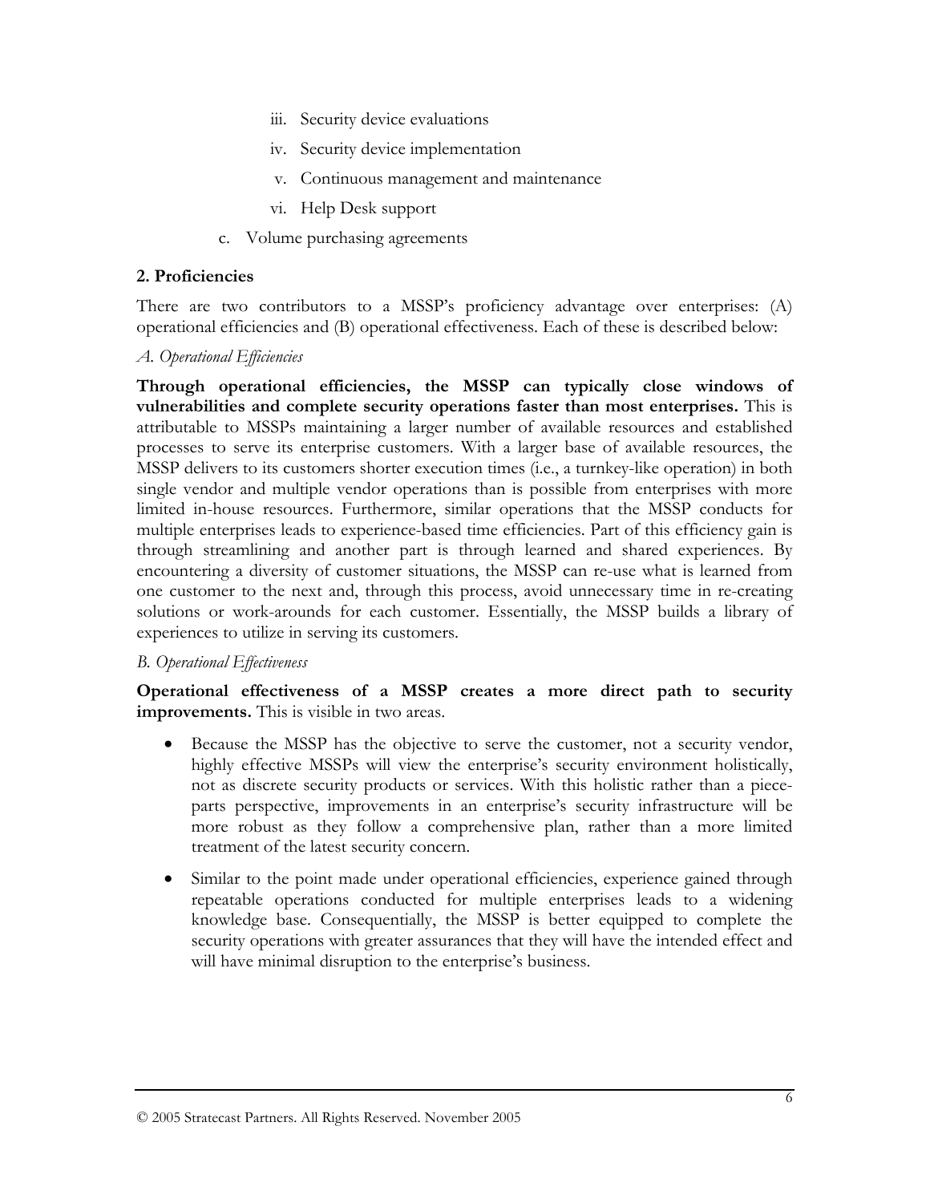iii. Security device evaluations
   iv. Security device implementation
   v. Continuous management and maintenance
   vi. Help Desk support

c. Volume purchasing agreements

**2. Proficiencies**

There are two contributors to a MSSP's proficiency advantage over enterprises: (A) operational efficiencies and (B) operational effectiveness. Each of these is described below:

*A. Operational Efficiencies*

**Through operational efficiencies, the MSSP can typically close windows of vulnerabilities and complete security operations faster than most enterprises.** This is attributable to MSSPs maintaining a larger number of available resources and established processes to serve its enterprise customers. With a larger base of available resources, the MSSP delivers to its customers shorter execution times (i.e., a turnkey-like operation) in both single vendor and multiple vendor operations than is possible from enterprises with more limited in-house resources. Furthermore, similar operations that the MSSP conducts for multiple enterprises leads to experience-based time efficiencies. Part of this efficiency gain is through streamlining and another part is through learned and shared experiences. By encountering a diversity of customer situations, the MSSP can re-use what is learned from one customer to the next and, through this process, avoid unnecessary time in re-creating solutions or work-arounds for each customer. Essentially, the MSSP builds a library of experiences to utilize in serving its customers.

*B. Operational Effectiveness*

**Operational effectiveness of a MSSP creates a more direct path to security improvements.** This is visible in two areas.

- Because the MSSP has the objective to serve the customer, not a security vendor, highly effective MSSPs will view the enterprise's security environment holistically, not as discrete security products or services. With this holistic rather than a piece-parts perspective, improvements in an enterprise's security infrastructure will be more robust as they follow a comprehensive plan, rather than a more limited treatment of the latest security concern.
- Similar to the point made under operational efficiencies, experience gained through repeatable operations conducted for multiple enterprises leads to a widening knowledge base. Consequentially, the MSSP is better equipped to complete the security operations with greater assurances that they will have the intended effect and will have minimal disruption to the enterprise's business.

© 2005 Stratecast Partners. All Rights Reserved. November 2005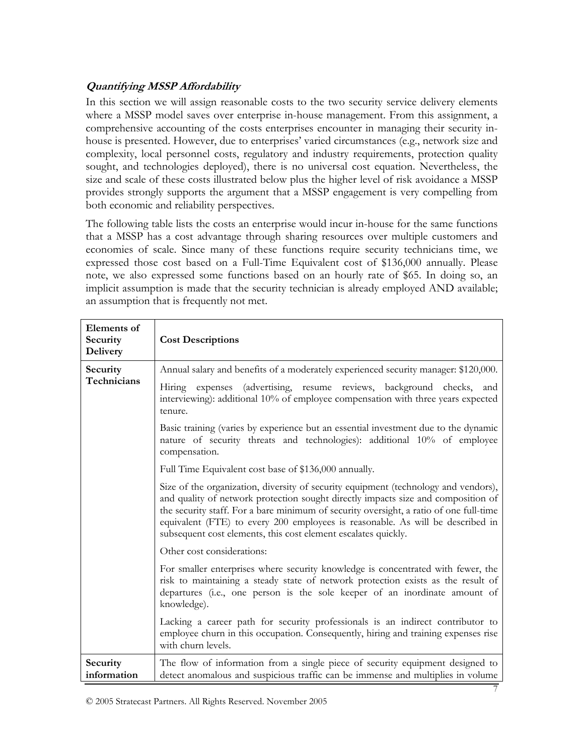### ***Quantifying MSSP Affordability***

In this section we will assign reasonable costs to the two security service delivery elements where a MSSP model saves over enterprise in-house management. From this assignment, a comprehensive accounting of the costs enterprises encounter in managing their security in-house is presented. However, due to enterprises' varied circumstances (e.g., network size and complexity, local personnel costs, regulatory and industry requirements, protection quality sought, and technologies deployed), there is no universal cost equation. Nevertheless, the size and scale of these costs illustrated below plus the higher level of risk avoidance a MSSP provides strongly supports the argument that a MSSP engagement is very compelling from both economic and reliability perspectives.

The following table lists the costs an enterprise would incur in-house for the same functions that a MSSP has a cost advantage through sharing resources over multiple customers and economies of scale. Since many of these functions require security technicians time, we expressed those cost based on a Full-Time Equivalent cost of $136,000 annually. Please note, we also expressed some functions based on an hourly rate of $65. In doing so, an implicit assumption is made that the security technician is already employed AND available; an assumption that is frequently not met.

| **Elements of Security Delivery** | **Cost Descriptions** |
|---|---|
| **Security Technicians** | Annual salary and benefits of a moderately experienced security manager: $120,000. |
| | Hiring expenses (advertising, resume reviews, background checks, and interviewing): additional 10% of employee compensation with three years expected tenure. |
| | Basic training (varies by experience but an essential investment due to the dynamic nature of security threats and technologies): additional 10% of employee compensation. |
| | Full Time Equivalent cost base of $136,000 annually. |
| | Size of the organization, diversity of security equipment (technology and vendors), and quality of network protection sought directly impacts size and composition of the security staff. For a bare minimum of security oversight, a ratio of one full-time equivalent (FTE) to every 200 employees is reasonable. As will be described in subsequent cost elements, this cost element escalates quickly. |
| | Other cost considerations: |
| | For smaller enterprises where security knowledge is concentrated with fewer, the risk to maintaining a steady state of network protection exists as the result of departures (i.e., one person is the sole keeper of an inordinate amount of knowledge). |
| | Lacking a career path for security professionals is an indirect contributor to employee churn in this occupation. Consequently, hiring and training expenses rise with churn levels. |
| **Security information** | The flow of information from a single piece of security equipment designed to detect anomalous and suspicious traffic can be immense and multiplies in volume |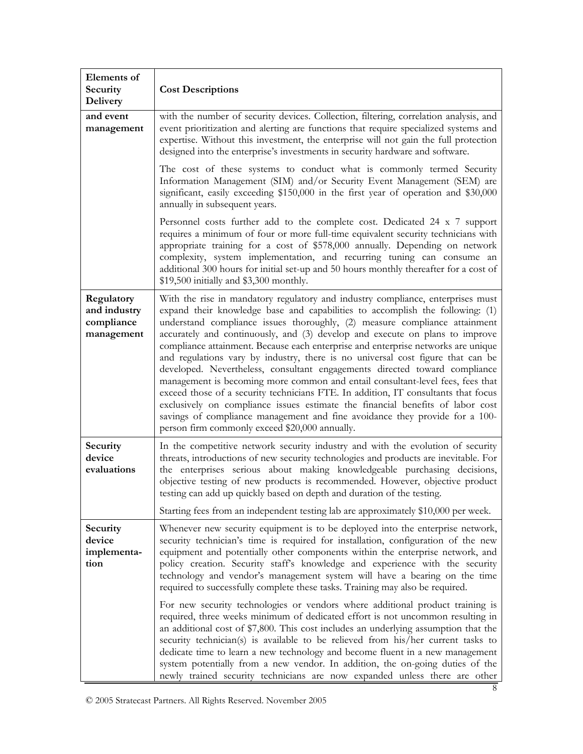| Elements of Security Delivery | Cost Descriptions |
|---|---|
| **and event management** | with the number of security devices. Collection, filtering, correlation analysis, and event prioritization and alerting are functions that require specialized systems and expertise. Without this investment, the enterprise will not gain the full protection designed into the enterprise's investments in security hardware and software.<br><br>The cost of these systems to conduct what is commonly termed Security Information Management (SIM) and/or Security Event Management (SEM) are significant, easily exceeding $150,000 in the first year of operation and $30,000 annually in subsequent years.<br><br>Personnel costs further add to the complete cost. Dedicated 24 x 7 support requires a minimum of four or more full-time equivalent security technicians with appropriate training for a cost of $578,000 annually. Depending on network complexity, system implementation, and recurring tuning can consume an additional 300 hours for initial set-up and 50 hours monthly thereafter for a cost of $19,500 initially and $3,300 monthly. |
| **Regulatory and industry compliance management** | With the rise in mandatory regulatory and industry compliance, enterprises must expand their knowledge base and capabilities to accomplish the following: (1) understand compliance issues thoroughly, (2) measure compliance attainment accurately and continuously, and (3) develop and execute on plans to improve compliance attainment. Because each enterprise and enterprise networks are unique and regulations vary by industry, there is no universal cost figure that can be developed. Nevertheless, consultant engagements directed toward compliance management is becoming more common and entail consultant-level fees, fees that exceed those of a security technicians FTE. In addition, IT consultants that focus exclusively on compliance issues estimate the financial benefits of labor cost savings of compliance management and fine avoidance they provide for a 100-person firm commonly exceed $20,000 annually. |
| **Security device evaluations** | In the competitive network security industry and with the evolution of security threats, introductions of new security technologies and products are inevitable. For the enterprises serious about making knowledgeable purchasing decisions, objective testing of new products is recommended. However, objective product testing can add up quickly based on depth and duration of the testing.<br><br>Starting fees from an independent testing lab are approximately $10,000 per week. |
| **Security device implementation** | Whenever new security equipment is to be deployed into the enterprise network, security technician's time is required for installation, configuration of the new equipment and potentially other components within the enterprise network, and policy creation. Security staff's knowledge and experience with the security technology and vendor's management system will have a bearing on the time required to successfully complete these tasks. Training may also be required.<br><br>For new security technologies or vendors where additional product training is required, three weeks minimum of dedicated effort is not uncommon resulting in an additional cost of $7,800. This cost includes an underlying assumption that the security technician(s) is available to be relieved from his/her current tasks to dedicate time to learn a new technology and become fluent in a new management system potentially from a new vendor. In addition, the on-going duties of the newly trained security technicians are now expanded unless there are other |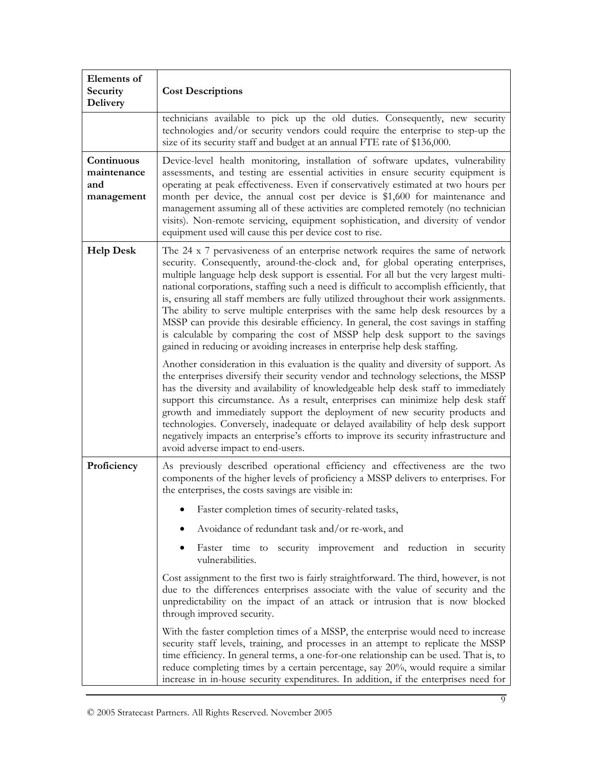| Elements of Security Delivery | Cost Descriptions |
| --- | --- |
| | technicians available to pick up the old duties. Consequently, new security technologies and/or security vendors could require the enterprise to step-up the size of its security staff and budget at an annual FTE rate of $136,000. |
| **Continuous maintenance and management** | Device-level health monitoring, installation of software updates, vulnerability assessments, and testing are essential activities in ensure security equipment is operating at peak effectiveness. Even if conservatively estimated at two hours per month per device, the annual cost per device is $1,600 for maintenance and management assuming all of these activities are completed remotely (no technician visits). Non-remote servicing, equipment sophistication, and diversity of vendor equipment used will cause this per device cost to rise. |
| **Help Desk** | The 24 x 7 pervasiveness of an enterprise network requires the same of network security. Consequently, around-the-clock and, for global operating enterprises, multiple language help desk support is essential. For all but the very largest multi-national corporations, staffing such a need is difficult to accomplish efficiently, that is, ensuring all staff members are fully utilized throughout their work assignments. The ability to serve multiple enterprises with the same help desk resources by a MSSP can provide this desirable efficiency. In general, the cost savings in staffing is calculable by comparing the cost of MSSP help desk support to the savings gained in reducing or avoiding increases in enterprise help desk staffing.<br><br>Another consideration in this evaluation is the quality and diversity of support. As the enterprises diversify their security vendor and technology selections, the MSSP has the diversity and availability of knowledgeable help desk staff to immediately support this circumstance. As a result, enterprises can minimize help desk staff growth and immediately support the deployment of new security products and technologies. Conversely, inadequate or delayed availability of help desk support negatively impacts an enterprise's efforts to improve its security infrastructure and avoid adverse impact to end-users. |
| **Proficiency** | As previously described operational efficiency and effectiveness are the two components of the higher levels of proficiency a MSSP delivers to enterprises. For the enterprises, the costs savings are visible in:<br><br>• Faster completion times of security-related tasks,<br>• Avoidance of redundant task and/or re-work, and<br>• Faster time to security improvement and reduction in security vulnerabilities.<br><br>Cost assignment to the first two is fairly straightforward. The third, however, is not due to the differences enterprises associate with the value of security and the unpredictability on the impact of an attack or intrusion that is now blocked through improved security.<br><br>With the faster completion times of a MSSP, the enterprise would need to increase security staff levels, training, and processes in an attempt to replicate the MSSP time efficiency. In general terms, a one-for-one relationship can be used. That is, to reduce completing times by a certain percentage, say 20%, would require a similar increase in in-house security expenditures. In addition, if the enterprises need for |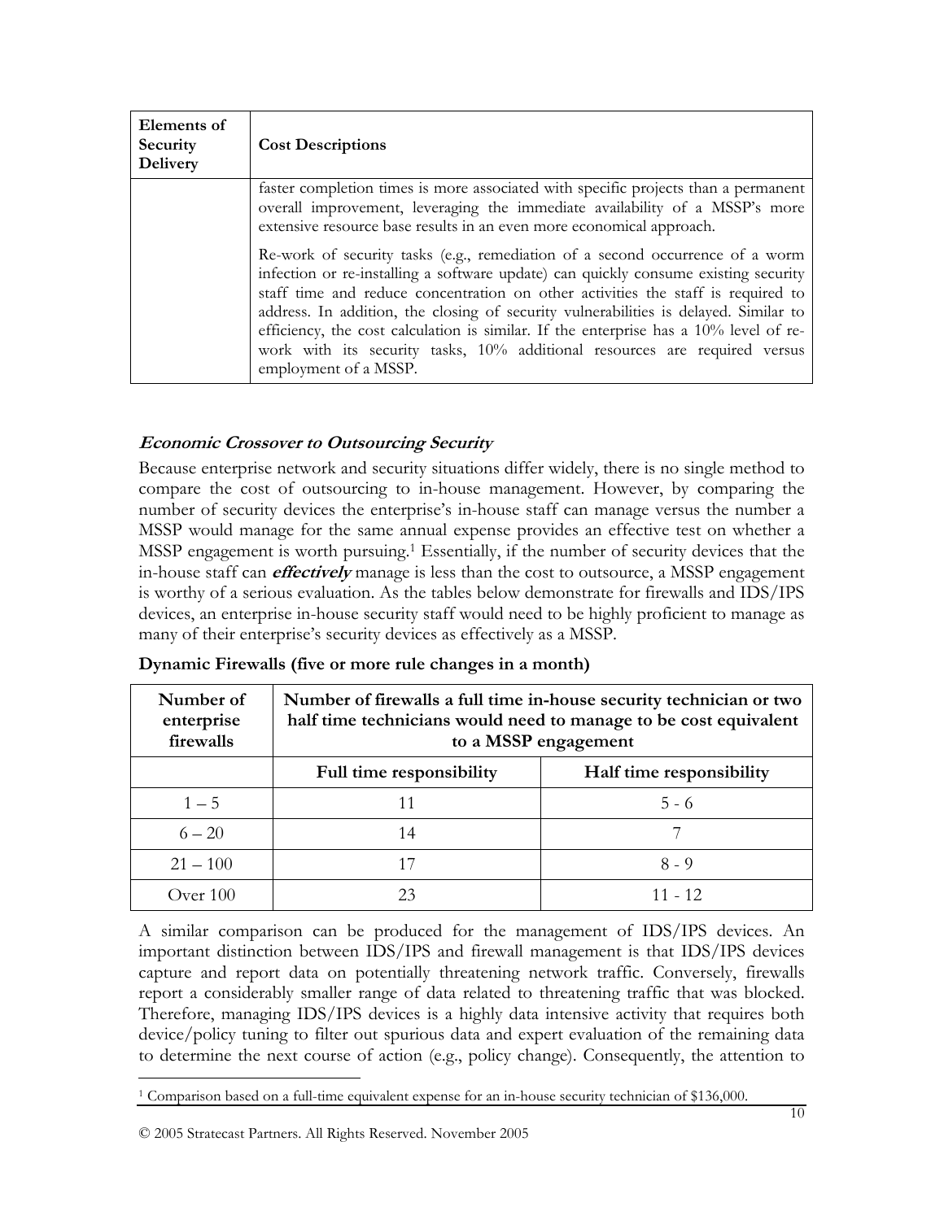| Elements of Security Delivery | Cost Descriptions |
|---|---|
| | faster completion times is more associated with specific projects than a permanent overall improvement, leveraging the immediate availability of a MSSP's more extensive resource base results in an even more economical approach.<br><br>Re-work of security tasks (e.g., remediation of a second occurrence of a worm infection or re-installing a software update) can quickly consume existing security staff time and reduce concentration on other activities the staff is required to address. In addition, the closing of security vulnerabilities is delayed. Similar to efficiency, the cost calculation is similar. If the enterprise has a 10% level of re-work with its security tasks, 10% additional resources are required versus employment of a MSSP. |

### ***Economic Crossover to Outsourcing Security***

Because enterprise network and security situations differ widely, there is no single method to compare the cost of outsourcing to in-house management. However, by comparing the number of security devices the enterprise's in-house staff can manage versus the number a MSSP would manage for the same annual expense provides an effective test on whether a MSSP engagement is worth pursuing.[1] Essentially, if the number of security devices that the in-house staff can ***effectively*** manage is less than the cost to outsource, a MSSP engagement is worthy of a serious evaluation. As the tables below demonstrate for firewalls and IDS/IPS devices, an enterprise in-house security staff would need to be highly proficient to manage as many of their enterprise's security devices as effectively as a MSSP.

**Dynamic Firewalls (five or more rule changes in a month)**

| Number of enterprise firewalls | Number of firewalls a full time in-house security technician or two half time technicians would need to manage to be cost equivalent to a MSSP engagement | |
|---|---|---|
| | **Full time responsibility** | **Half time responsibility** |
| 1 – 5 | 11 | 5 - 6 |
| 6 – 20 | 14 | 7 |
| 21 – 100 | 17 | 8 - 9 |
| Over 100 | 23 | 11 - 12 |

A similar comparison can be produced for the management of IDS/IPS devices. An important distinction between IDS/IPS and firewall management is that IDS/IPS devices capture and report data on potentially threatening network traffic. Conversely, firewalls report a considerably smaller range of data related to threatening traffic that was blocked. Therefore, managing IDS/IPS devices is a highly data intensive activity that requires both device/policy tuning to filter out spurious data and expert evaluation of the remaining data to determine the next course of action (e.g., policy change). Consequently, the attention to

[1] Comparison based on a full-time equivalent expense for an in-house security technician of $136,000.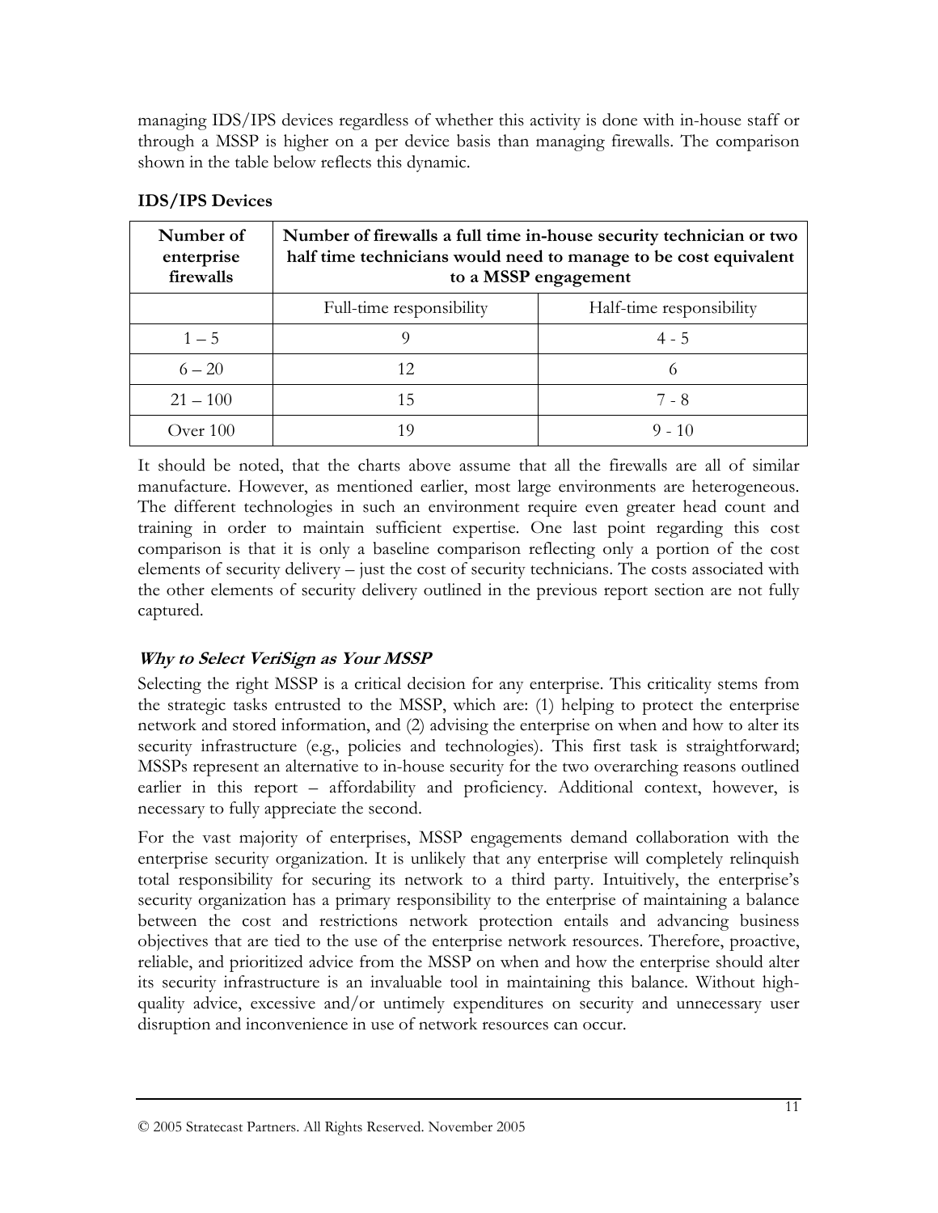managing IDS/IPS devices regardless of whether this activity is done with in-house staff or through a MSSP is higher on a per device basis than managing firewalls. The comparison shown in the table below reflects this dynamic.

**IDS/IPS Devices**

| Number of enterprise firewalls | Number of firewalls a full time in-house security technician or two half time technicians would need to manage to be cost equivalent to a MSSP engagement | |
|---|---|---|
| | Full-time responsibility | Half-time responsibility |
| 1 – 5 | 9 | 4 - 5 |
| 6 – 20 | 12 | 6 |
| 21 – 100 | 15 | 7 - 8 |
| Over 100 | 19 | 9 - 10 |

It should be noted, that the charts above assume that all the firewalls are all of similar manufacture. However, as mentioned earlier, most large environments are heterogeneous. The different technologies in such an environment require even greater head count and training in order to maintain sufficient expertise. One last point regarding this cost comparison is that it is only a baseline comparison reflecting only a portion of the cost elements of security delivery – just the cost of security technicians. The costs associated with the other elements of security delivery outlined in the previous report section are not fully captured.

### ***Why to Select VeriSign as Your MSSP***

Selecting the right MSSP is a critical decision for any enterprise. This criticality stems from the strategic tasks entrusted to the MSSP, which are: (1) helping to protect the enterprise network and stored information, and (2) advising the enterprise on when and how to alter its security infrastructure (e.g., policies and technologies). This first task is straightforward; MSSPs represent an alternative to in-house security for the two overarching reasons outlined earlier in this report – affordability and proficiency. Additional context, however, is necessary to fully appreciate the second.

For the vast majority of enterprises, MSSP engagements demand collaboration with the enterprise security organization. It is unlikely that any enterprise will completely relinquish total responsibility for securing its network to a third party. Intuitively, the enterprise's security organization has a primary responsibility to the enterprise of maintaining a balance between the cost and restrictions network protection entails and advancing business objectives that are tied to the use of the enterprise network resources. Therefore, proactive, reliable, and prioritized advice from the MSSP on when and how the enterprise should alter its security infrastructure is an invaluable tool in maintaining this balance. Without high-quality advice, excessive and/or untimely expenditures on security and unnecessary user disruption and inconvenience in use of network resources can occur.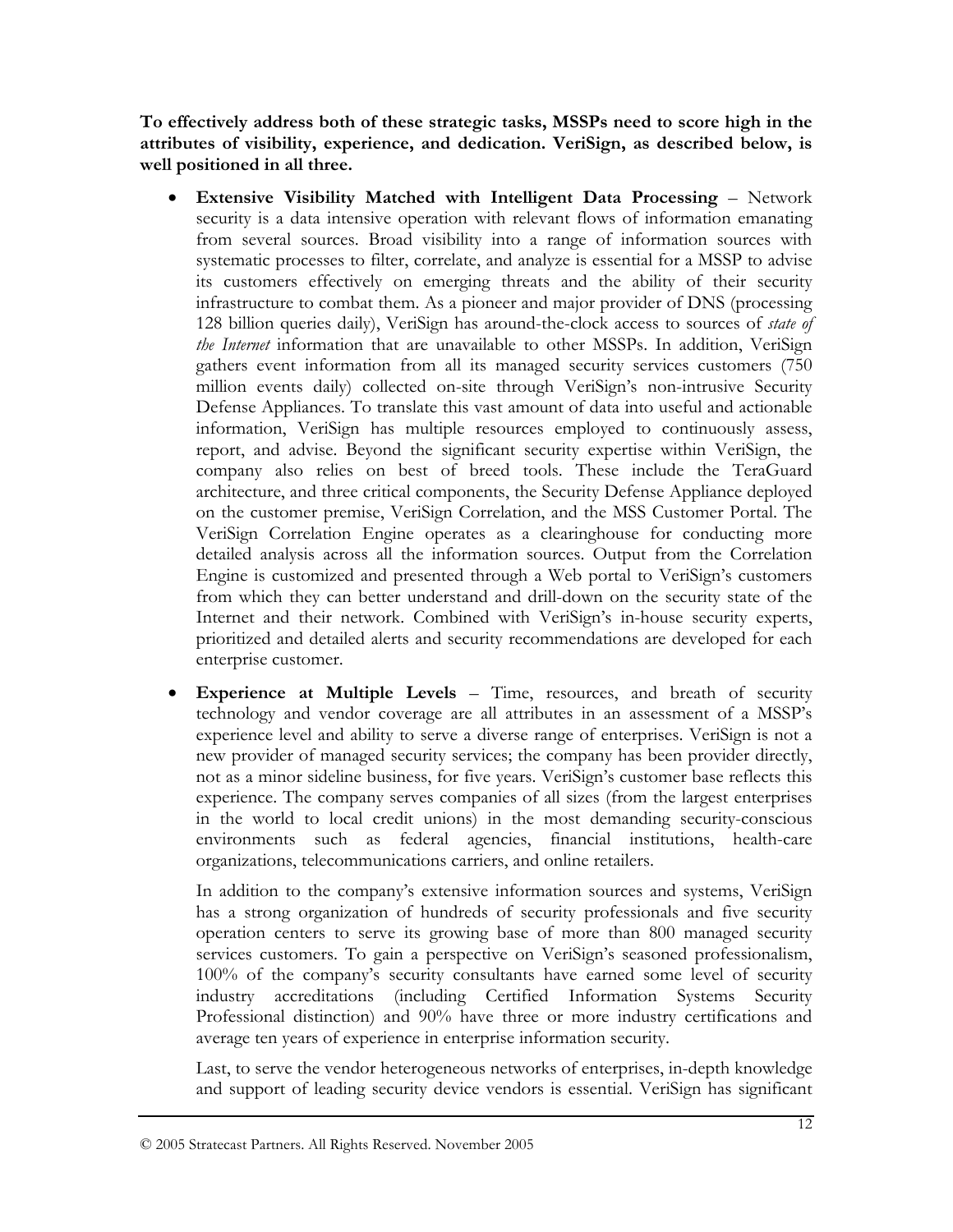**To effectively address both of these strategic tasks, MSSPs need to score high in the attributes of visibility, experience, and dedication. VeriSign, as described below, is well positioned in all three.**

- **Extensive Visibility Matched with Intelligent Data Processing** – Network security is a data intensive operation with relevant flows of information emanating from several sources. Broad visibility into a range of information sources with systematic processes to filter, correlate, and analyze is essential for a MSSP to advise its customers effectively on emerging threats and the ability of their security infrastructure to combat them. As a pioneer and major provider of DNS (processing 128 billion queries daily), VeriSign has around-the-clock access to sources of *state of the Internet* information that are unavailable to other MSSPs. In addition, VeriSign gathers event information from all its managed security services customers (750 million events daily) collected on-site through VeriSign's non-intrusive Security Defense Appliances. To translate this vast amount of data into useful and actionable information, VeriSign has multiple resources employed to continuously assess, report, and advise. Beyond the significant security expertise within VeriSign, the company also relies on best of breed tools. These include the TeraGuard architecture, and three critical components, the Security Defense Appliance deployed on the customer premise, VeriSign Correlation, and the MSS Customer Portal. The VeriSign Correlation Engine operates as a clearinghouse for conducting more detailed analysis across all the information sources. Output from the Correlation Engine is customized and presented through a Web portal to VeriSign's customers from which they can better understand and drill-down on the security state of the Internet and their network. Combined with VeriSign's in-house security experts, prioritized and detailed alerts and security recommendations are developed for each enterprise customer.

- **Experience at Multiple Levels** – Time, resources, and breath of security technology and vendor coverage are all attributes in an assessment of a MSSP's experience level and ability to serve a diverse range of enterprises. VeriSign is not a new provider of managed security services; the company has been provider directly, not as a minor sideline business, for five years. VeriSign's customer base reflects this experience. The company serves companies of all sizes (from the largest enterprises in the world to local credit unions) in the most demanding security-conscious environments such as federal agencies, financial institutions, health-care organizations, telecommunications carriers, and online retailers.

  In addition to the company's extensive information sources and systems, VeriSign has a strong organization of hundreds of security professionals and five security operation centers to serve its growing base of more than 800 managed security services customers. To gain a perspective on VeriSign's seasoned professionalism, 100% of the company's security consultants have earned some level of security industry accreditations (including Certified Information Systems Security Professional distinction) and 90% have three or more industry certifications and average ten years of experience in enterprise information security.

  Last, to serve the vendor heterogeneous networks of enterprises, in-depth knowledge and support of leading security device vendors is essential. VeriSign has significant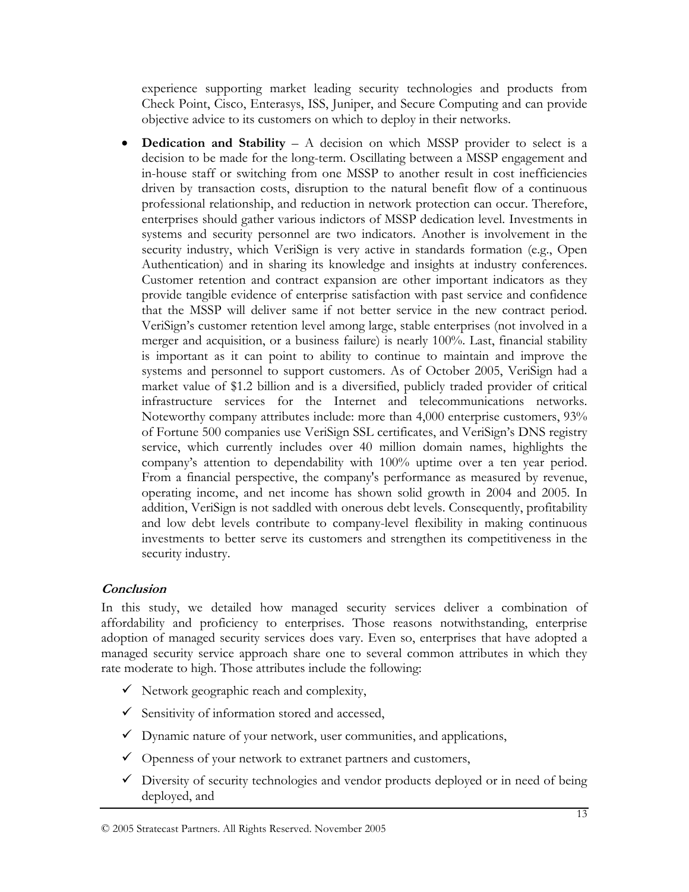experience supporting market leading security technologies and products from Check Point, Cisco, Enterasys, ISS, Juniper, and Secure Computing and can provide objective advice to its customers on which to deploy in their networks.

- **Dedication and Stability** – A decision on which MSSP provider to select is a decision to be made for the long-term. Oscillating between a MSSP engagement and in-house staff or switching from one MSSP to another result in cost inefficiencies driven by transaction costs, disruption to the natural benefit flow of a continuous professional relationship, and reduction in network protection can occur. Therefore, enterprises should gather various indictors of MSSP dedication level. Investments in systems and security personnel are two indicators. Another is involvement in the security industry, which VeriSign is very active in standards formation (e.g., Open Authentication) and in sharing its knowledge and insights at industry conferences. Customer retention and contract expansion are other important indicators as they provide tangible evidence of enterprise satisfaction with past service and confidence that the MSSP will deliver same if not better service in the new contract period. VeriSign's customer retention level among large, stable enterprises (not involved in a merger and acquisition, or a business failure) is nearly 100%. Last, financial stability is important as it can point to ability to continue to maintain and improve the systems and personnel to support customers. As of October 2005, VeriSign had a market value of $1.2 billion and is a diversified, publicly traded provider of critical infrastructure services for the Internet and telecommunications networks. Noteworthy company attributes include: more than 4,000 enterprise customers, 93% of Fortune 500 companies use VeriSign SSL certificates, and VeriSign's DNS registry service, which currently includes over 40 million domain names, highlights the company's attention to dependability with 100% uptime over a ten year period. From a financial perspective, the company's performance as measured by revenue, operating income, and net income has shown solid growth in 2004 and 2005. In addition, VeriSign is not saddled with onerous debt levels. Consequently, profitability and low debt levels contribute to company-level flexibility in making continuous investments to better serve its customers and strengthen its competitiveness in the security industry.

### *Conclusion*

In this study, we detailed how managed security services deliver a combination of affordability and proficiency to enterprises. Those reasons notwithstanding, enterprise adoption of managed security services does vary. Even so, enterprises that have adopted a managed security service approach share one to several common attributes in which they rate moderate to high. Those attributes include the following:

- ✓ Network geographic reach and complexity,
- ✓ Sensitivity of information stored and accessed,
- ✓ Dynamic nature of your network, user communities, and applications,
- ✓ Openness of your network to extranet partners and customers,
- ✓ Diversity of security technologies and vendor products deployed or in need of being deployed, and

© 2005 Stratecast Partners. All Rights Reserved. November 2005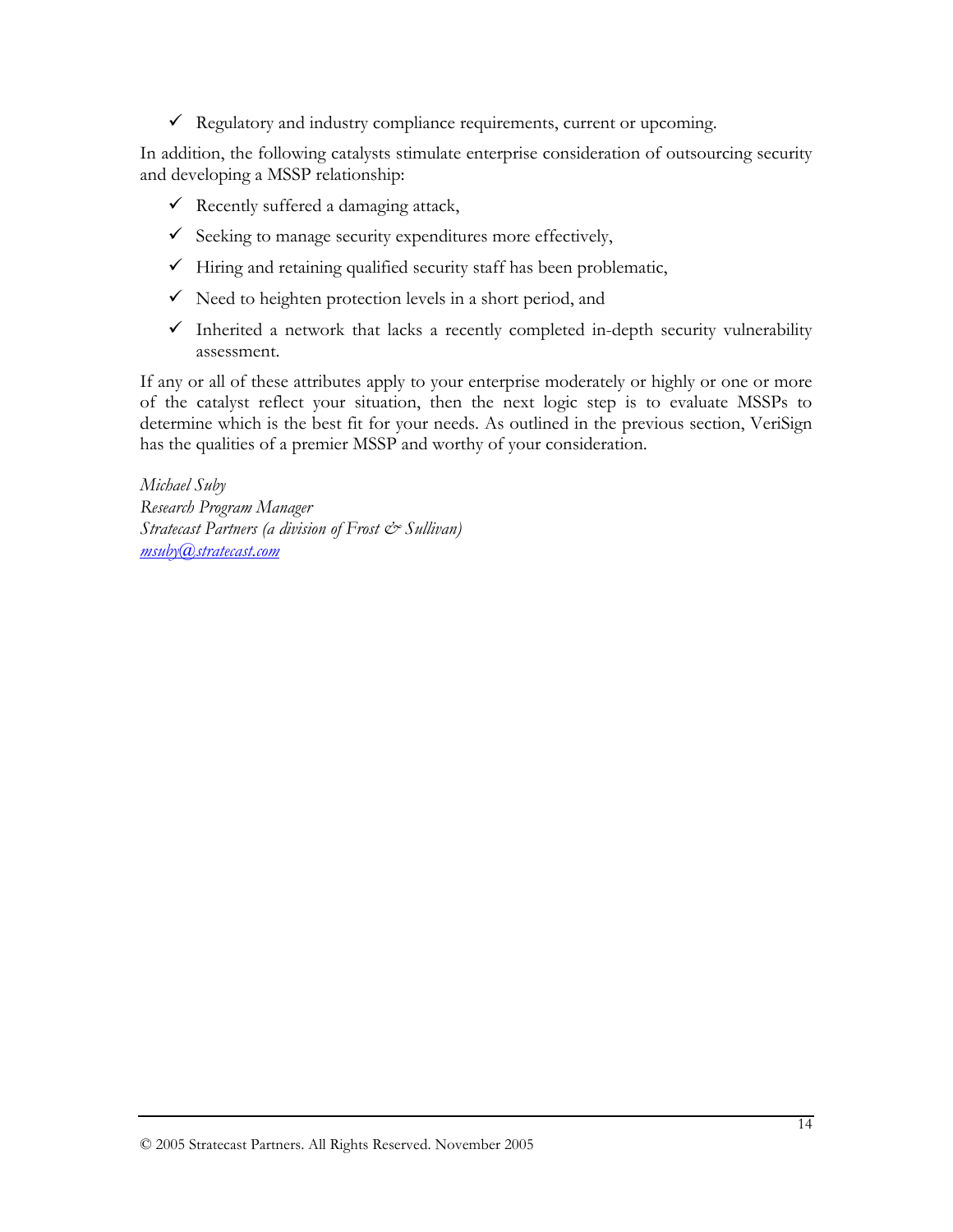- ✓ Regulatory and industry compliance requirements, current or upcoming.

In addition, the following catalysts stimulate enterprise consideration of outsourcing security and developing a MSSP relationship:

- ✓ Recently suffered a damaging attack,
- ✓ Seeking to manage security expenditures more effectively,
- ✓ Hiring and retaining qualified security staff has been problematic,
- ✓ Need to heighten protection levels in a short period, and
- ✓ Inherited a network that lacks a recently completed in-depth security vulnerability assessment.

If any or all of these attributes apply to your enterprise moderately or highly or one or more of the catalyst reflect your situation, then the next logic step is to evaluate MSSPs to determine which is the best fit for your needs. As outlined in the previous section, VeriSign has the qualities of a premier MSSP and worthy of your consideration.

*Michael Suby*
*Research Program Manager*
*Stratecast Partners (a division of Frost & Sullivan)*
*msuby@stratecast.com*

© 2005 Stratecast Partners. All Rights Reserved. November 2005